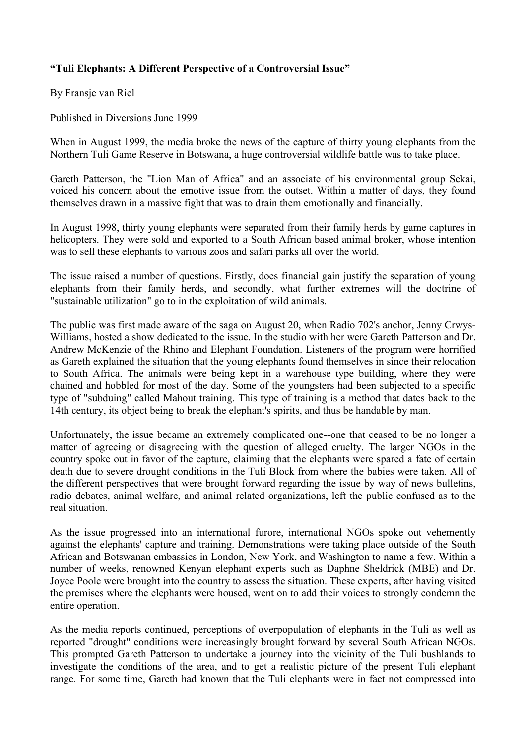**“Tuli Elephants: A Different Perspective of a Controversial Issue”**

By Fransje van Riel

Published in Diversions June 1999

When in August 1999, the media broke the news of the capture of thirty young elephants from the Northern Tuli Game Reserve in Botswana, a huge controversial wildlife battle was to take place.

Gareth Patterson, the "Lion Man of Africa" and an associate of his environmental group Sekai, voiced his concern about the emotive issue from the outset. Within a matter of days, they found themselves drawn in a massive fight that was to drain them emotionally and financially.

In August 1998, thirty young elephants were separated from their family herds by game captures in helicopters. They were sold and exported to a South African based animal broker, whose intention was to sell these elephants to various zoos and safari parks all over the world.

The issue raised a number of questions. Firstly, does financial gain justify the separation of young elephants from their family herds, and secondly, what further extremes will the doctrine of "sustainable utilization" go to in the exploitation of wild animals.

The public was first made aware of the saga on August 20, when Radio 702's anchor, Jenny Crwys-Williams, hosted a show dedicated to the issue. In the studio with her were Gareth Patterson and Dr. Andrew McKenzie of the Rhino and Elephant Foundation. Listeners of the program were horrified as Gareth explained the situation that the young elephants found themselves in since their relocation to South Africa. The animals were being kept in a warehouse type building, where they were chained and hobbled for most of the day. Some of the youngsters had been subjected to a specific type of "subduing" called Mahout training. This type of training is a method that dates back to the 14th century, its object being to break the elephant's spirits, and thus be handable by man.

Unfortunately, the issue became an extremely complicated one--one that ceased to be no longer a matter of agreeing or disagreeing with the question of alleged cruelty. The larger NGOs in the country spoke out in favor of the capture, claiming that the elephants were spared a fate of certain death due to severe drought conditions in the Tuli Block from where the babies were taken. All of the different perspectives that were brought forward regarding the issue by way of news bulletins, radio debates, animal welfare, and animal related organizations, left the public confused as to the real situation.

As the issue progressed into an international furore, international NGOs spoke out vehemently against the elephants' capture and training. Demonstrations were taking place outside of the South African and Botswanan embassies in London, New York, and Washington to name a few. Within a number of weeks, renowned Kenyan elephant experts such as Daphne Sheldrick (MBE) and Dr. Joyce Poole were brought into the country to assess the situation. These experts, after having visited the premises where the elephants were housed, went on to add their voices to strongly condemn the entire operation.

As the media reports continued, perceptions of overpopulation of elephants in the Tuli as well as reported "drought" conditions were increasingly brought forward by several South African NGOs. This prompted Gareth Patterson to undertake a journey into the vicinity of the Tuli bushlands to investigate the conditions of the area, and to get a realistic picture of the present Tuli elephant range. For some time, Gareth had known that the Tuli elephants were in fact not compressed into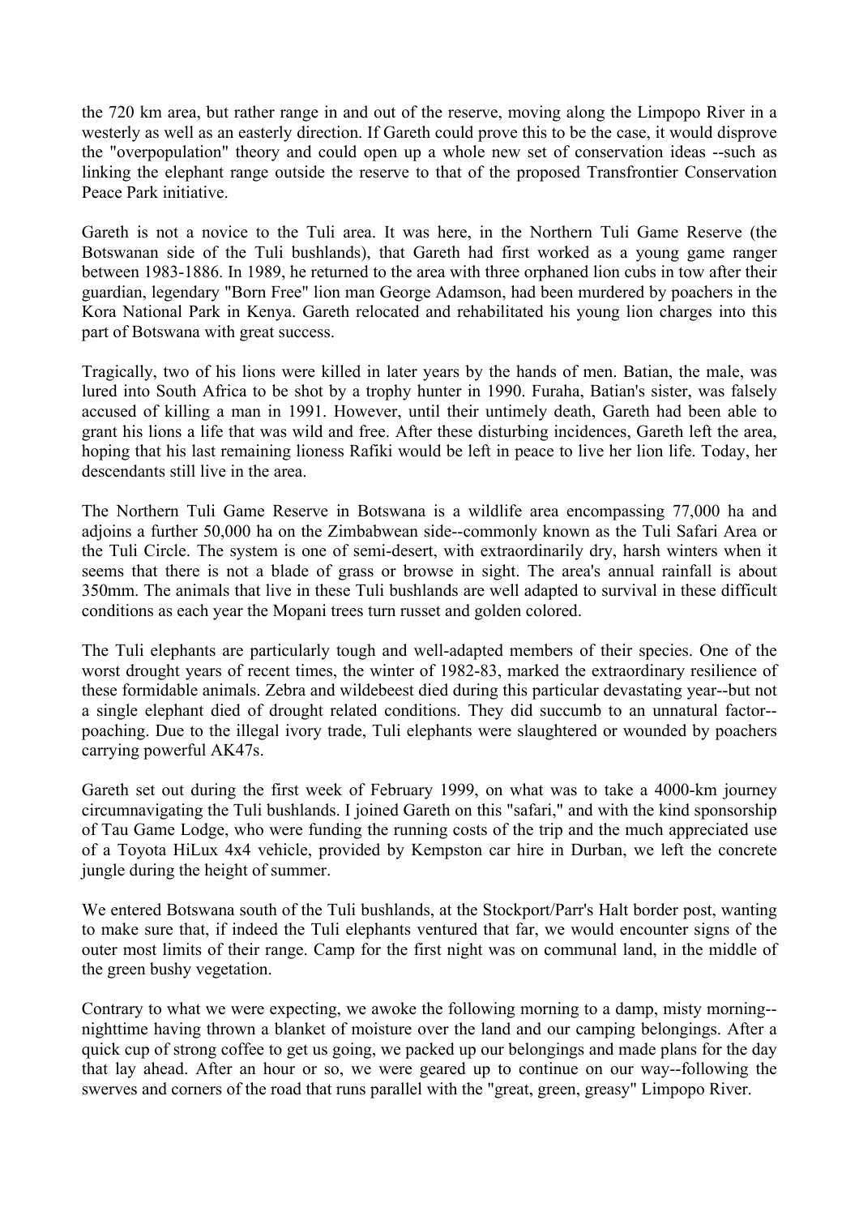the 720 km area, but rather range in and out of the reserve, moving along the Limpopo River in a westerly as well as an easterly direction. If Gareth could prove this to be the case, it would disprove the "overpopulation" theory and could open up a whole new set of conservation ideas --such as linking the elephant range outside the reserve to that of the proposed Transfrontier Conservation Peace Park initiative.

Gareth is not a novice to the Tuli area. It was here, in the Northern Tuli Game Reserve (the Botswanan side of the Tuli bushlands), that Gareth had first worked as a young game ranger between 1983-1886. In 1989, he returned to the area with three orphaned lion cubs in tow after their guardian, legendary "Born Free" lion man George Adamson, had been murdered by poachers in the Kora National Park in Kenya. Gareth relocated and rehabilitated his young lion charges into this part of Botswana with great success.

Tragically, two of his lions were killed in later years by the hands of men. Batian, the male, was lured into South Africa to be shot by a trophy hunter in 1990. Furaha, Batian's sister, was falsely accused of killing a man in 1991. However, until their untimely death, Gareth had been able to grant his lions a life that was wild and free. After these disturbing incidences, Gareth left the area, hoping that his last remaining lioness Rafiki would be left in peace to live her lion life. Today, her descendants still live in the area.

The Northern Tuli Game Reserve in Botswana is a wildlife area encompassing 77,000 ha and adjoins a further 50,000 ha on the Zimbabwean side--commonly known as the Tuli Safari Area or the Tuli Circle. The system is one of semi-desert, with extraordinarily dry, harsh winters when it seems that there is not a blade of grass or browse in sight. The area's annual rainfall is about 350mm. The animals that live in these Tuli bushlands are well adapted to survival in these difficult conditions as each year the Mopani trees turn russet and golden colored.

The Tuli elephants are particularly tough and well-adapted members of their species. One of the worst drought years of recent times, the winter of 1982-83, marked the extraordinary resilience of these formidable animals. Zebra and wildebeest died during this particular devastating year--but not a single elephant died of drought related conditions. They did succumb to an unnatural factor--poaching. Due to the illegal ivory trade, Tuli elephants were slaughtered or wounded by poachers carrying powerful AK47s.

Gareth set out during the first week of February 1999, on what was to take a 4000-km journey circumnavigating the Tuli bushlands. I joined Gareth on this "safari," and with the kind sponsorship of Tau Game Lodge, who were funding the running costs of the trip and the much appreciated use of a Toyota HiLux 4x4 vehicle, provided by Kempston car hire in Durban, we left the concrete jungle during the height of summer.

We entered Botswana south of the Tuli bushlands, at the Stockport/Parr's Halt border post, wanting to make sure that, if indeed the Tuli elephants ventured that far, we would encounter signs of the outer most limits of their range. Camp for the first night was on communal land, in the middle of the green bushy vegetation.

Contrary to what we were expecting, we awoke the following morning to a damp, misty morning--nighttime having thrown a blanket of moisture over the land and our camping belongings. After a quick cup of strong coffee to get us going, we packed up our belongings and made plans for the day that lay ahead. After an hour or so, we were geared up to continue on our way--following the swerves and corners of the road that runs parallel with the "great, green, greasy" Limpopo River.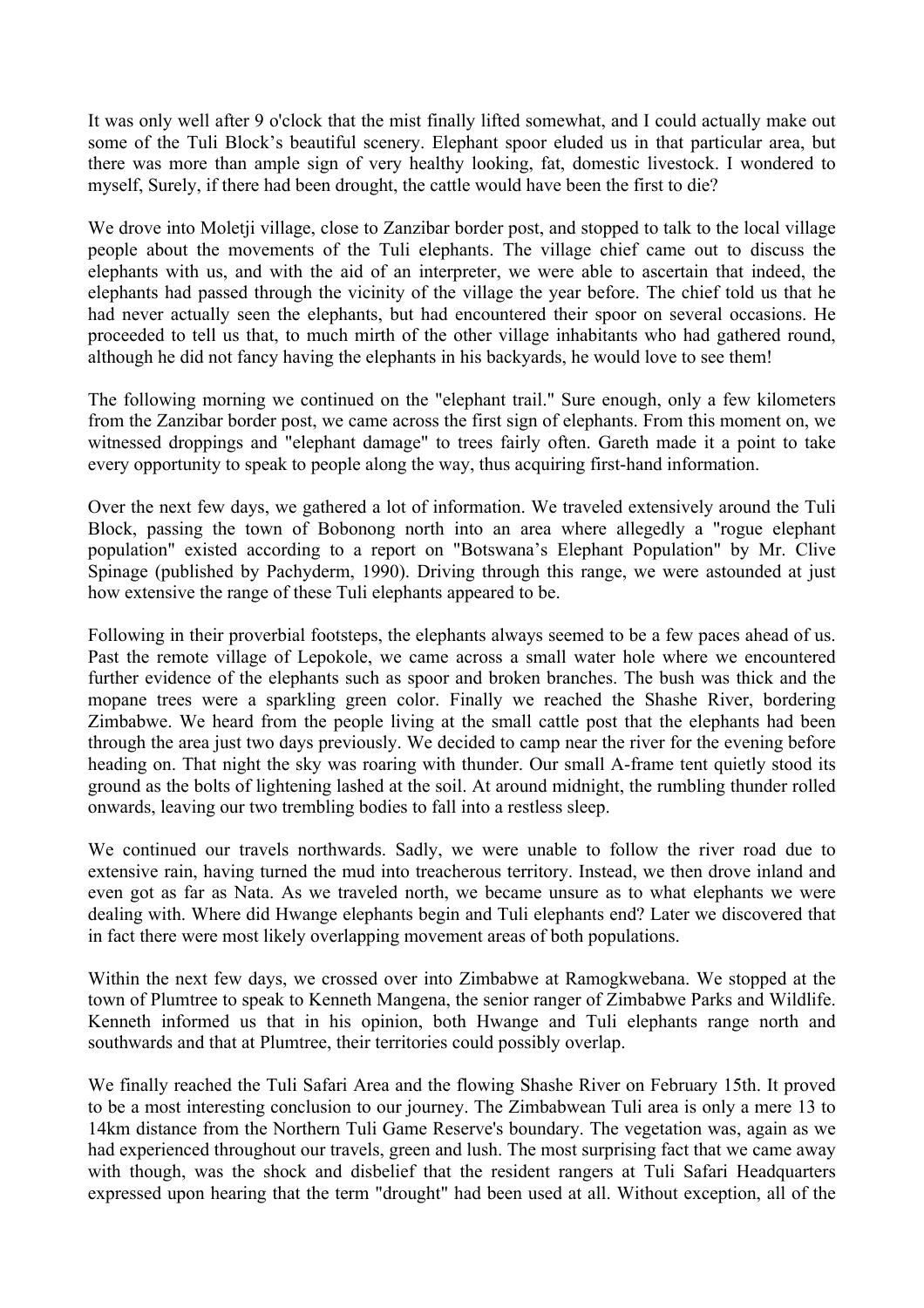It was only well after 9 o'clock that the mist finally lifted somewhat, and I could actually make out some of the Tuli Block's beautiful scenery. Elephant spoor eluded us in that particular area, but there was more than ample sign of very healthy looking, fat, domestic livestock. I wondered to myself, Surely, if there had been drought, the cattle would have been the first to die?

We drove into Moletji village, close to Zanzibar border post, and stopped to talk to the local village people about the movements of the Tuli elephants. The village chief came out to discuss the elephants with us, and with the aid of an interpreter, we were able to ascertain that indeed, the elephants had passed through the vicinity of the village the year before. The chief told us that he had never actually seen the elephants, but had encountered their spoor on several occasions. He proceeded to tell us that, to much mirth of the other village inhabitants who had gathered round, although he did not fancy having the elephants in his backyards, he would love to see them!

The following morning we continued on the "elephant trail." Sure enough, only a few kilometers from the Zanzibar border post, we came across the first sign of elephants. From this moment on, we witnessed droppings and "elephant damage" to trees fairly often. Gareth made it a point to take every opportunity to speak to people along the way, thus acquiring first-hand information.

Over the next few days, we gathered a lot of information. We traveled extensively around the Tuli Block, passing the town of Bobonong north into an area where allegedly a "rogue elephant population" existed according to a report on "Botswana's Elephant Population" by Mr. Clive Spinage (published by Pachyderm, 1990). Driving through this range, we were astounded at just how extensive the range of these Tuli elephants appeared to be.

Following in their proverbial footsteps, the elephants always seemed to be a few paces ahead of us. Past the remote village of Lepokole, we came across a small water hole where we encountered further evidence of the elephants such as spoor and broken branches. The bush was thick and the mopane trees were a sparkling green color. Finally we reached the Shashe River, bordering Zimbabwe. We heard from the people living at the small cattle post that the elephants had been through the area just two days previously. We decided to camp near the river for the evening before heading on. That night the sky was roaring with thunder. Our small A-frame tent quietly stood its ground as the bolts of lightening lashed at the soil. At around midnight, the rumbling thunder rolled onwards, leaving our two trembling bodies to fall into a restless sleep.

We continued our travels northwards. Sadly, we were unable to follow the river road due to extensive rain, having turned the mud into treacherous territory. Instead, we then drove inland and even got as far as Nata. As we traveled north, we became unsure as to what elephants we were dealing with. Where did Hwange elephants begin and Tuli elephants end? Later we discovered that in fact there were most likely overlapping movement areas of both populations.

Within the next few days, we crossed over into Zimbabwe at Ramogkwebana. We stopped at the town of Plumtree to speak to Kenneth Mangena, the senior ranger of Zimbabwe Parks and Wildlife. Kenneth informed us that in his opinion, both Hwange and Tuli elephants range north and southwards and that at Plumtree, their territories could possibly overlap.

We finally reached the Tuli Safari Area and the flowing Shashe River on February 15th. It proved to be a most interesting conclusion to our journey. The Zimbabwean Tuli area is only a mere 13 to 14km distance from the Northern Tuli Game Reserve's boundary. The vegetation was, again as we had experienced throughout our travels, green and lush. The most surprising fact that we came away with though, was the shock and disbelief that the resident rangers at Tuli Safari Headquarters expressed upon hearing that the term "drought" had been used at all. Without exception, all of the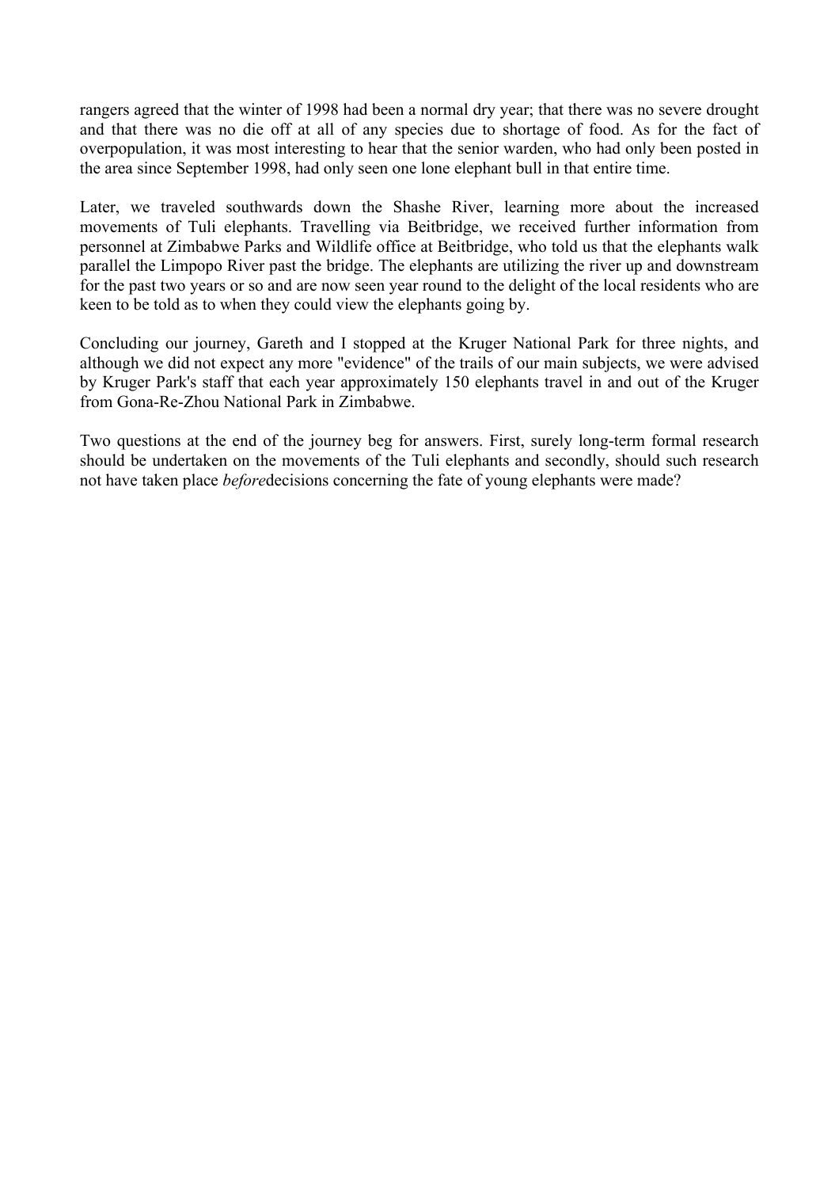rangers agreed that the winter of 1998 had been a normal dry year; that there was no severe drought and that there was no die off at all of any species due to shortage of food. As for the fact of overpopulation, it was most interesting to hear that the senior warden, who had only been posted in the area since September 1998, had only seen one lone elephant bull in that entire time.

Later, we traveled southwards down the Shashe River, learning more about the increased movements of Tuli elephants. Travelling via Beitbridge, we received further information from personnel at Zimbabwe Parks and Wildlife office at Beitbridge, who told us that the elephants walk parallel the Limpopo River past the bridge. The elephants are utilizing the river up and downstream for the past two years or so and are now seen year round to the delight of the local residents who are keen to be told as to when they could view the elephants going by.

Concluding our journey, Gareth and I stopped at the Kruger National Park for three nights, and although we did not expect any more "evidence" of the trails of our main subjects, we were advised by Kruger Park's staff that each year approximately 150 elephants travel in and out of the Kruger from Gona-Re-Zhou National Park in Zimbabwe.

Two questions at the end of the journey beg for answers. First, surely long-term formal research should be undertaken on the movements of the Tuli elephants and secondly, should such research not have taken place *before*decisions concerning the fate of young elephants were made?